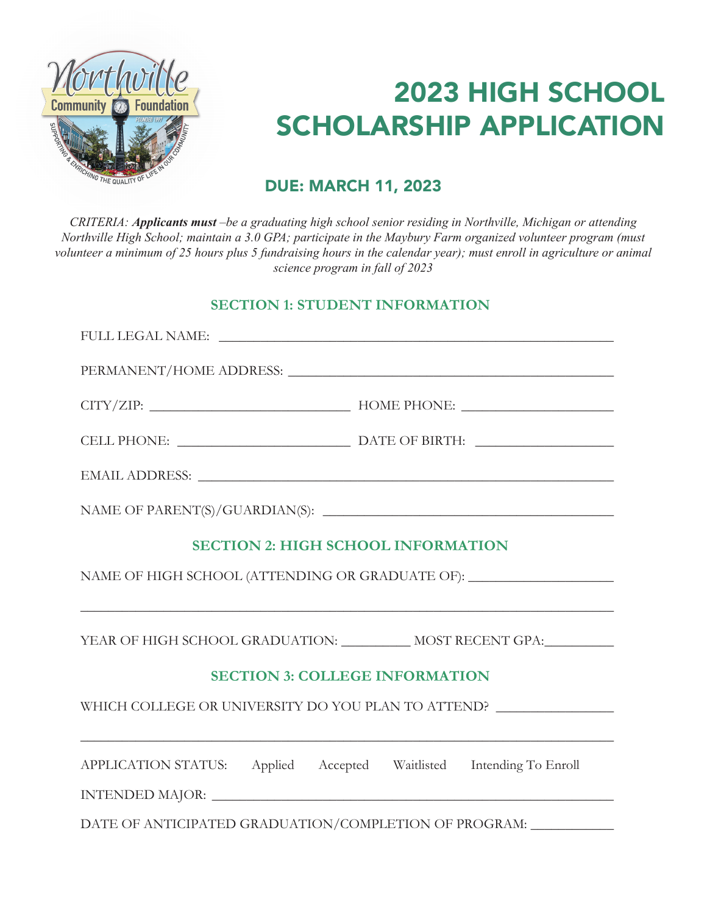# 2023 HIGH SCHOOL SCHOLARSHIP APPLICATION

## DUE: MARCH 11, 2023

*CRITERIA: **Applicants must** –be a graduating high school senior residing in Northville, Michigan or attending Northville High School; maintain a 3.0 GPA; participate in the Maybury Farm organized volunteer program (must volunteer a minimum of 25 hours plus 5 fundraising hours in the calendar year); must enroll in agriculture or animal science program in fall of 2023*

### SECTION 1: STUDENT INFORMATION

FULL LEGAL NAME: ____________________________________________

PERMANENT/HOME ADDRESS: ____________________________________________

CITY/ZIP: ______________________ HOME PHONE: ____________________

CELL PHONE: ____________________ DATE OF BIRTH: __________________

EMAIL ADDRESS: ____________________________________________

NAME OF PARENT(S)/GUARDIAN(S): ____________________________________

### SECTION 2: HIGH SCHOOL INFORMATION

NAME OF HIGH SCHOOL (ATTENDING OR GRADUATE OF): __________________

____________________________________________________________

YEAR OF HIGH SCHOOL GRADUATION: _________ MOST RECENT GPA:_________

### SECTION 3: COLLEGE INFORMATION

WHICH COLLEGE OR UNIVERSITY DO YOU PLAN TO ATTEND? _______________

____________________________________________________________

APPLICATION STATUS: Applied Accepted Waitlisted Intending To Enroll

INTENDED MAJOR: ____________________________________________

DATE OF ANTICIPATED GRADUATION/COMPLETION OF PROGRAM: ___________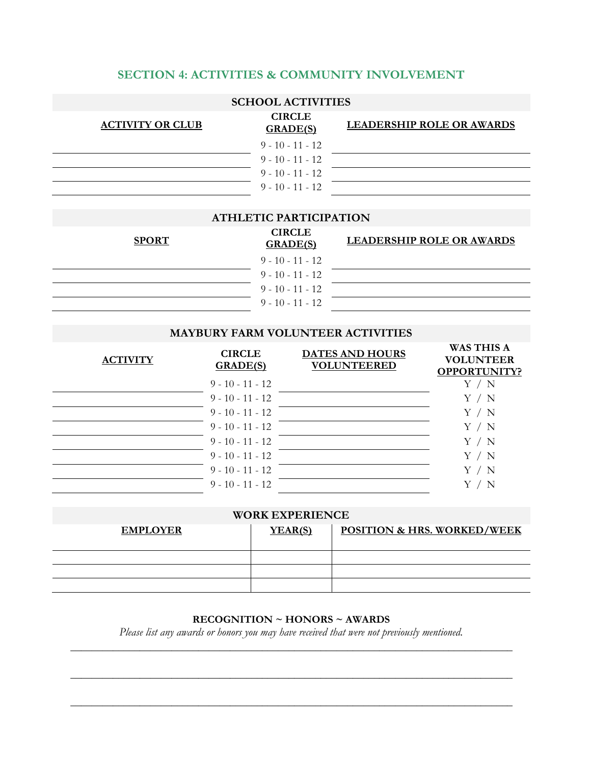## SECTION 4: ACTIVITIES & COMMUNITY INVOLVEMENT

| SCHOOL ACTIVITIES | | |
|---|---|---|
| **ACTIVITY OR CLUB** | **CIRCLE GRADE(S)** | **LEADERSHIP ROLE OR AWARDS** |
| | 9 - 10 - 11 - 12 | |
| | 9 - 10 - 11 - 12 | |
| | 9 - 10 - 11 - 12 | |
| | 9 - 10 - 11 - 12 | |

| ATHLETIC PARTICIPATION | | |
|---|---|---|
| **SPORT** | **CIRCLE GRADE(S)** | **LEADERSHIP ROLE OR AWARDS** |
| | 9 - 10 - 11 - 12 | |
| | 9 - 10 - 11 - 12 | |
| | 9 - 10 - 11 - 12 | |
| | 9 - 10 - 11 - 12 | |

| MAYBURY FARM VOLUNTEER ACTIVITIES | | | |
|---|---|---|---|
| **ACTIVITY** | **CIRCLE GRADE(S)** | **DATES AND HOURS VOLUNTEERED** | **WAS THIS A VOLUNTEER OPPORTUNITY?** |
| | 9 - 10 - 11 - 12 | | Y / N |
| | 9 - 10 - 11 - 12 | | Y / N |
| | 9 - 10 - 11 - 12 | | Y / N |
| | 9 - 10 - 11 - 12 | | Y / N |
| | 9 - 10 - 11 - 12 | | Y / N |
| | 9 - 10 - 11 - 12 | | Y / N |
| | 9 - 10 - 11 - 12 | | Y / N |
| | 9 - 10 - 11 - 12 | | Y / N |

| WORK EXPERIENCE | | |
|---|---|---|
| **EMPLOYER** | **YEAR(S)** | **POSITION & HRS. WORKED/WEEK** |
| | | |
| | | |
| | | |

### RECOGNITION ~ HONORS ~ AWARDS

*Please list any awards or honors you may have received that were not previously mentioned.*

_______________________________________________________________________________

_______________________________________________________________________________

_______________________________________________________________________________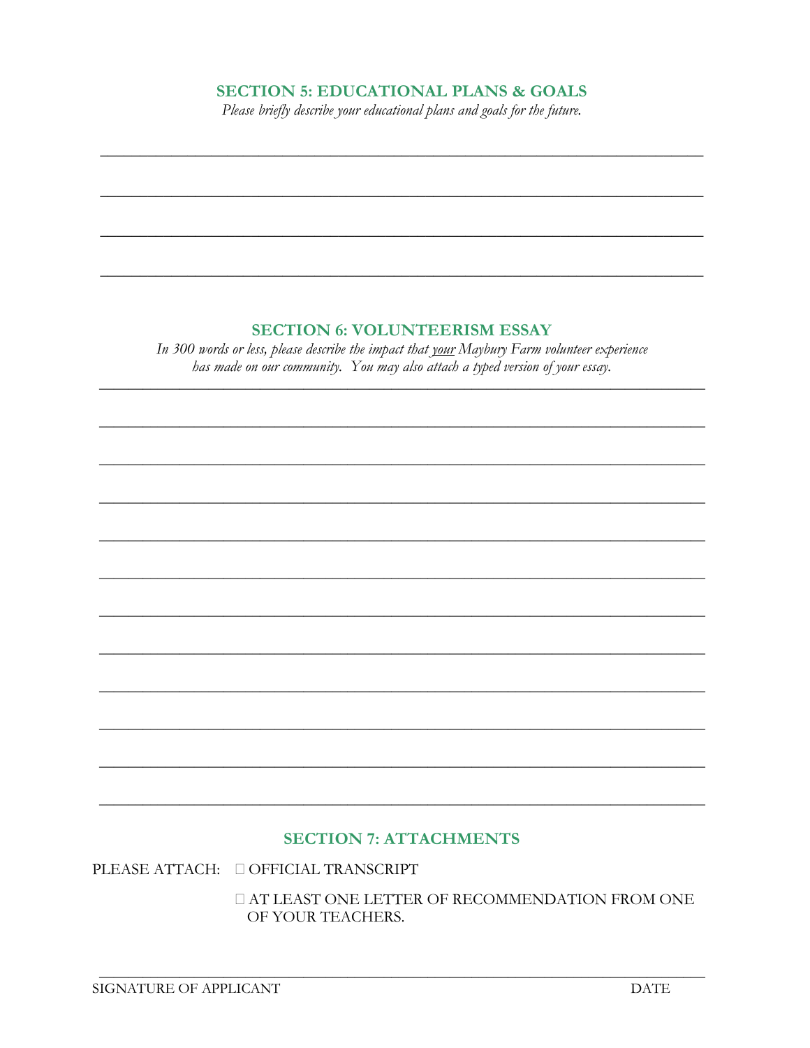## SECTION 5: EDUCATIONAL PLANS & GOALS

*Please briefly describe your educational plans and goals for the future.*

______________________________________________________________________

______________________________________________________________________

______________________________________________________________________

______________________________________________________________________

## SECTION 6: VOLUNTEERISM ESSAY

*In 300 words or less, please describe the impact that <u>your</u> Maybury Farm volunteer experience has made on our community. You may also attach a typed version of your essay.*

______________________________________________________________________

______________________________________________________________________

______________________________________________________________________

______________________________________________________________________

______________________________________________________________________

______________________________________________________________________

______________________________________________________________________

______________________________________________________________________

______________________________________________________________________

______________________________________________________________________

______________________________________________________________________

______________________________________________________________________

## SECTION 7: ATTACHMENTS

PLEASE ATTACH:

- ☐ OFFICIAL TRANSCRIPT
- ☐ AT LEAST ONE LETTER OF RECOMMENDATION FROM ONE OF YOUR TEACHERS.

______________________________________________________________________

SIGNATURE OF APPLICANT DATE